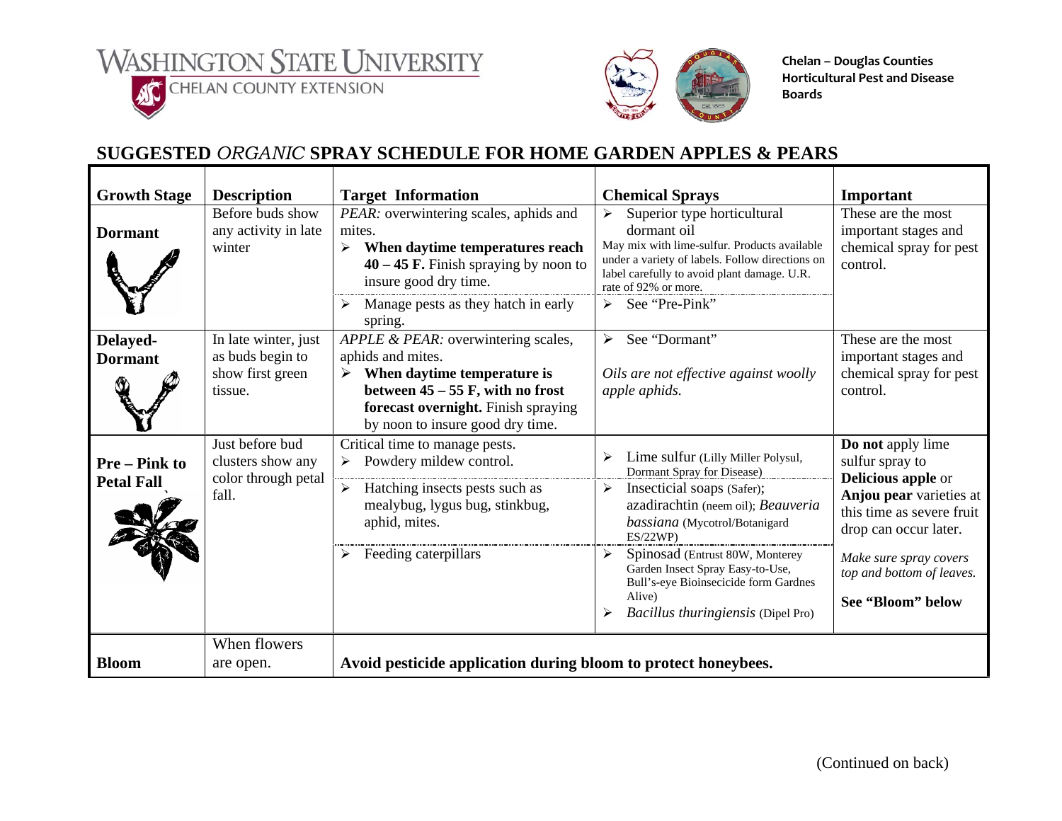WASHINGTON STATE UNIVERSITY
CHELAN COUNTY EXTENSION

**Chelan – Douglas Counties Horticultural Pest and Disease Boards**

## SUGGESTED *ORGANIC* SPRAY SCHEDULE FOR HOME GARDEN APPLES & PEARS

| Growth Stage | Description | Target Information | Chemical Sprays | Important |
|---|---|---|---|---|
| **Dormant** | Before buds show any activity in late winter | *PEAR:* overwintering scales, aphids and mites.<br>➢ **When daytime temperatures reach 40 – 45 F.** Finish spraying by noon to insure good dry time. | ➢ Superior type horticultural dormant oil<br>May mix with lime-sulfur. Products available under a variety of labels. Follow directions on label carefully to avoid plant damage. U.R. rate of 92% or more. | These are the most important stages and chemical spray for pest control. |
| | | ➢ Manage pests as they hatch in early spring. | ➢ See "Pre-Pink" | |
| **Delayed-Dormant** | In late winter, just as buds begin to show first green tissue. | *APPLE & PEAR:* overwintering scales, aphids and mites.<br>➢ **When daytime temperature is between 45 – 55 F, with no frost forecast overnight.** Finish spraying by noon to insure good dry time. | ➢ See "Dormant"<br>*Oils are not effective against woolly apple aphids.* | These are the most important stages and chemical spray for pest control. |
| **Pre – Pink to Petal Fall** | Just before bud clusters show any color through petal fall. | Critical time to manage pests.<br>➢ Powdery mildew control. | ➢ Lime sulfur (Lilly Miller Polysul, Dormant Spray for Disease) | **Do not** apply lime sulfur spray to **Delicious apple** or **Anjou pear** varieties at this time as severe fruit drop can occur later.<br>*Make sure spray covers top and bottom of leaves.*<br>**See "Bloom" below** |
| | | ➢ Hatching insects pests such as mealybug, lygus bug, stinkbug, aphid, mites. | ➢ Insecticial soaps (Safer); azadirachtin (neem oil); *Beauveria bassiana* (Mycotrol/Botanigard ES/22WP) | |
| | | ➢ Feeding caterpillars | ➢ Spinosad (Entrust 80W, Monterey Garden Insect Spray Easy-to-Use, Bull's-eye Bioinsecicide form Gardnes Alive)<br>➢ *Bacillus thuringiensis* (Dipel Pro) | |
| **Bloom** | When flowers are open. | **Avoid pesticide application during bloom to protect honeybees.** | | |

(Continued on back)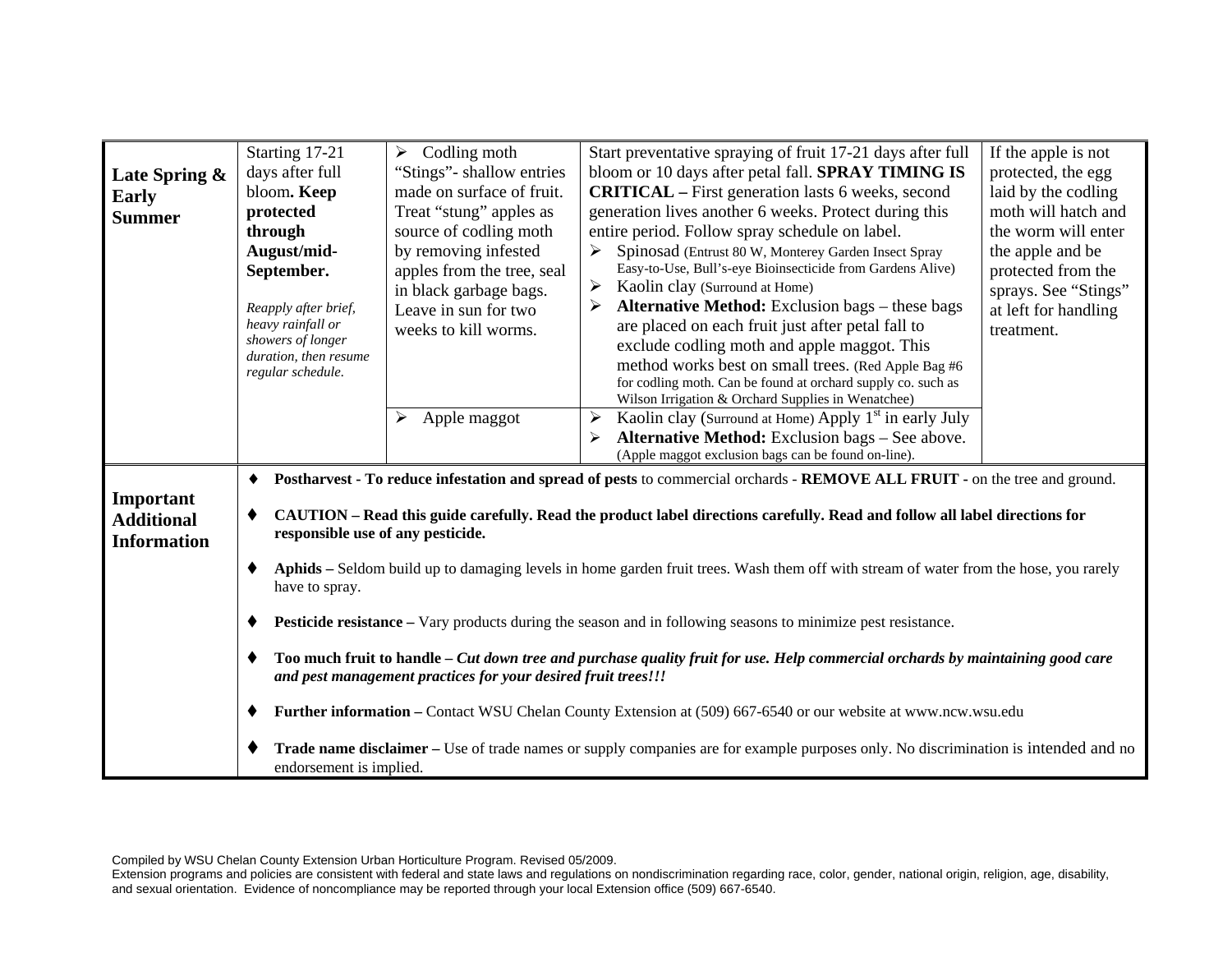| | | | | |
|---|---|---|---|---|
| **Late Spring & Early Summer** | Starting 17-21 days after full bloom**. Keep protected through August/mid-September.**<br><br>*Reapply after brief, heavy rainfall or showers of longer duration, then resume regular schedule.* | ➢ Codling moth "Stings"- shallow entries made on surface of fruit. Treat "stung" apples as source of codling moth by removing infested apples from the tree, seal in black garbage bags. Leave in sun for two weeks to kill worms. | Start preventative spraying of fruit 17-21 days after full bloom or 10 days after petal fall. **SPRAY TIMING IS CRITICAL –** First generation lasts 6 weeks, second generation lives another 6 weeks. Protect during this entire period. Follow spray schedule on label.<br>➢ Spinosad (Entrust 80 W, Monterey Garden Insect Spray Easy-to-Use, Bull's-eye Bioinsecticide from Gardens Alive)<br>➢ Kaolin clay (Surround at Home)<br>➢ **Alternative Method:** Exclusion bags – these bags are placed on each fruit just after petal fall to exclude codling moth and apple maggot. This method works best on small trees. (Red Apple Bag #6 for codling moth. Can be found at orchard supply co. such as Wilson Irrigation & Orchard Supplies in Wenatchee) | If the apple is not protected, the egg laid by the codling moth will hatch and the worm will enter the apple and be protected from the sprays. See "Stings" at left for handling treatment. |
| | | ➢ Apple maggot | ➢ Kaolin clay (Surround at Home) Apply 1st in early July<br>➢ **Alternative Method:** Exclusion bags – See above. (Apple maggot exclusion bags can be found on-line). | |
| **Important Additional Information** | ♦ **Postharvest - To reduce infestation and spread of pests** to commercial orchards - **REMOVE ALL FRUIT** - on the tree and ground.<br><br>♦ **CAUTION – Read this guide carefully. Read the product label directions carefully. Read and follow all label directions for responsible use of any pesticide.**<br><br>♦ **Aphids –** Seldom build up to damaging levels in home garden fruit trees. Wash them off with stream of water from the hose, you rarely have to spray.<br><br>♦ **Pesticide resistance –** Vary products during the season and in following seasons to minimize pest resistance.<br><br>♦ **Too much fruit to handle –** ***Cut down tree and purchase quality fruit for use. Help commercial orchards by maintaining good care and pest management practices for your desired fruit trees!!!***<br><br>♦ **Further information –** Contact WSU Chelan County Extension at (509) 667-6540 or our website at www.ncw.wsu.edu<br><br>♦ **Trade name disclaimer –** Use of trade names or supply companies are for example purposes only. No discrimination is intended and no endorsement is implied. | | | |

Compiled by WSU Chelan County Extension Urban Horticulture Program. Revised 05/2009.
Extension programs and policies are consistent with federal and state laws and regulations on nondiscrimination regarding race, color, gender, national origin, religion, age, disability, and sexual orientation. Evidence of noncompliance may be reported through your local Extension office (509) 667-6540.